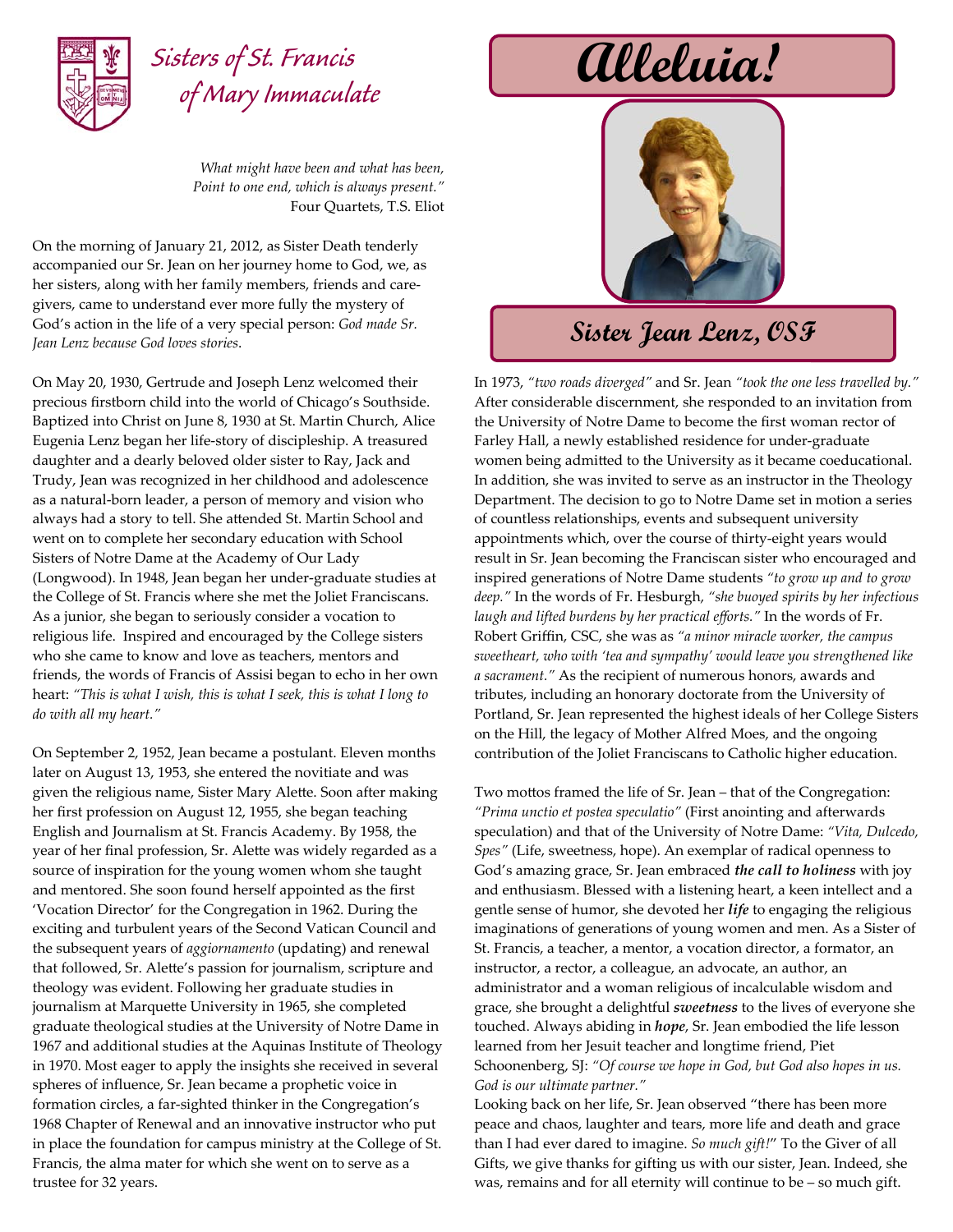# Sisters of St. Francis of Mary Immaculate

# Alleluia!

## Sister Jean Lenz, OSF

*What might have been and what has been,*
*Point to one end, which is always present."*
Four Quartets, T.S. Eliot

On the morning of January 21, 2012, as Sister Death tenderly accompanied our Sr. Jean on her journey home to God, we, as her sisters, along with her family members, friends and caregivers, came to understand ever more fully the mystery of God's action in the life of a very special person: *God made Sr. Jean Lenz because God loves stories*.

On May 20, 1930, Gertrude and Joseph Lenz welcomed their precious firstborn child into the world of Chicago's Southside. Baptized into Christ on June 8, 1930 at St. Martin Church, Alice Eugenia Lenz began her life-story of discipleship. A treasured daughter and a dearly beloved older sister to Ray, Jack and Trudy, Jean was recognized in her childhood and adolescence as a natural-born leader, a person of memory and vision who always had a story to tell. She attended St. Martin School and went on to complete her secondary education with School Sisters of Notre Dame at the Academy of Our Lady (Longwood). In 1948, Jean began her under-graduate studies at the College of St. Francis where she met the Joliet Franciscans. As a junior, she began to seriously consider a vocation to religious life. Inspired and encouraged by the College sisters who she came to know and love as teachers, mentors and friends, the words of Francis of Assisi began to echo in her own heart: *"This is what I wish, this is what I seek, this is what I long to do with all my heart."*

On September 2, 1952, Jean became a postulant. Eleven months later on August 13, 1953, she entered the novitiate and was given the religious name, Sister Mary Alette. Soon after making her first profession on August 12, 1955, she began teaching English and Journalism at St. Francis Academy. By 1958, the year of her final profession, Sr. Alette was widely regarded as a source of inspiration for the young women whom she taught and mentored. She soon found herself appointed as the first 'Vocation Director' for the Congregation in 1962. During the exciting and turbulent years of the Second Vatican Council and the subsequent years of *aggiornamento* (updating) and renewal that followed, Sr. Alette's passion for journalism, scripture and theology was evident. Following her graduate studies in journalism at Marquette University in 1965, she completed graduate theological studies at the University of Notre Dame in 1967 and additional studies at the Aquinas Institute of Theology in 1970. Most eager to apply the insights she received in several spheres of influence, Sr. Jean became a prophetic voice in formation circles, a far-sighted thinker in the Congregation's 1968 Chapter of Renewal and an innovative instructor who put in place the foundation for campus ministry at the College of St. Francis, the alma mater for which she went on to serve as a trustee for 32 years.

In 1973, *"two roads diverged"* and Sr. Jean *"took the one less travelled by."* After considerable discernment, she responded to an invitation from the University of Notre Dame to become the first woman rector of Farley Hall, a newly established residence for under-graduate women being admitted to the University as it became coeducational. In addition, she was invited to serve as an instructor in the Theology Department. The decision to go to Notre Dame set in motion a series of countless relationships, events and subsequent university appointments which, over the course of thirty-eight years would result in Sr. Jean becoming the Franciscan sister who encouraged and inspired generations of Notre Dame students *"to grow up and to grow deep."* In the words of Fr. Hesburgh, *"she buoyed spirits by her infectious laugh and lifted burdens by her practical efforts."* In the words of Fr. Robert Griffin, CSC, she was as *"a minor miracle worker, the campus sweetheart, who with 'tea and sympathy' would leave you strengthened like a sacrament."* As the recipient of numerous honors, awards and tributes, including an honorary doctorate from the University of Portland, Sr. Jean represented the highest ideals of her College Sisters on the Hill, the legacy of Mother Alfred Moes, and the ongoing contribution of the Joliet Franciscans to Catholic higher education.

Two mottos framed the life of Sr. Jean – that of the Congregation: *"Prima unctio et postea speculatio"* (First anointing and afterwards speculation) and that of the University of Notre Dame: *"Vita, Dulcedo, Spes"* (Life, sweetness, hope). An exemplar of radical openness to God's amazing grace, Sr. Jean embraced ***the call to holiness*** with joy and enthusiasm. Blessed with a listening heart, a keen intellect and a gentle sense of humor, she devoted her ***life*** to engaging the religious imaginations of generations of young women and men. As a Sister of St. Francis, a teacher, a mentor, a vocation director, a formator, an instructor, a rector, a colleague, an advocate, an author, an administrator and a woman religious of incalculable wisdom and grace, she brought a delightful ***sweetness*** to the lives of everyone she touched. Always abiding in ***hope***, Sr. Jean embodied the life lesson learned from her Jesuit teacher and longtime friend, Piet Schoonenberg, SJ: *"Of course we hope in God, but God also hopes in us. God is our ultimate partner."*

Looking back on her life, Sr. Jean observed "there has been more peace and chaos, laughter and tears, more life and death and grace than I had ever dared to imagine. *So much gift!*" To the Giver of all Gifts, we give thanks for gifting us with our sister, Jean. Indeed, she was, remains and for all eternity will continue to be – so much gift.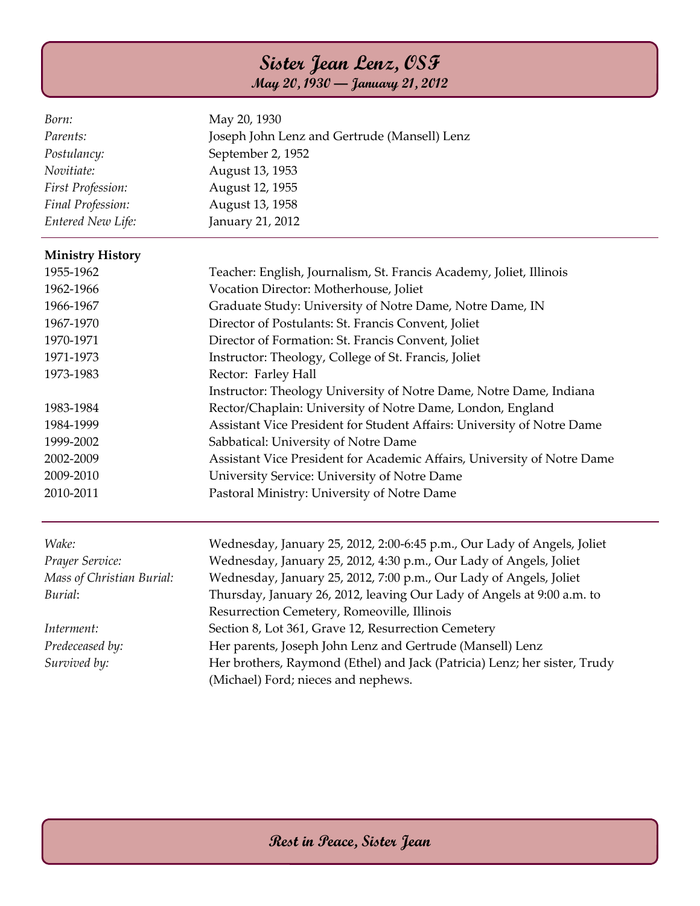# Sister Jean Lenz, OSF

**May 20, 1930 — January 21, 2012**

| | |
|---|---|
| *Born:* | May 20, 1930 |
| *Parents:* | Joseph John Lenz and Gertrude (Mansell) Lenz |
| *Postulancy:* | September 2, 1952 |
| *Novitiate:* | August 13, 1953 |
| *First Profession:* | August 12, 1955 |
| *Final Profession:* | August 13, 1958 |
| *Entered New Life:* | January 21, 2012 |

**Ministry History**

| | |
|---|---|
| 1955-1962 | Teacher: English, Journalism, St. Francis Academy, Joliet, Illinois |
| 1962-1966 | Vocation Director: Motherhouse, Joliet |
| 1966-1967 | Graduate Study: University of Notre Dame, Notre Dame, IN |
| 1967-1970 | Director of Postulants: St. Francis Convent, Joliet |
| 1970-1971 | Director of Formation: St. Francis Convent, Joliet |
| 1971-1973 | Instructor: Theology, College of St. Francis, Joliet |
| 1973-1983 | Rector: Farley Hall<br>Instructor: Theology University of Notre Dame, Notre Dame, Indiana |
| 1983-1984 | Rector/Chaplain: University of Notre Dame, London, England |
| 1984-1999 | Assistant Vice President for Student Affairs: University of Notre Dame |
| 1999-2002 | Sabbatical: University of Notre Dame |
| 2002-2009 | Assistant Vice President for Academic Affairs, University of Notre Dame |
| 2009-2010 | University Service: University of Notre Dame |
| 2010-2011 | Pastoral Ministry: University of Notre Dame |

| | |
|---|---|
| *Wake:* | Wednesday, January 25, 2012, 2:00-6:45 p.m., Our Lady of Angels, Joliet |
| *Prayer Service:* | Wednesday, January 25, 2012, 4:30 p.m., Our Lady of Angels, Joliet |
| *Mass of Christian Burial:* | Wednesday, January 25, 2012, 7:00 p.m., Our Lady of Angels, Joliet |
| *Burial*: | Thursday, January 26, 2012, leaving Our Lady of Angels at 9:00 a.m. to Resurrection Cemetery, Romeoville, Illinois |
| *Interment:* | Section 8, Lot 361, Grave 12, Resurrection Cemetery |
| *Predeceased by:* | Her parents, Joseph John Lenz and Gertrude (Mansell) Lenz |
| *Survived by:* | Her brothers, Raymond (Ethel) and Jack (Patricia) Lenz; her sister, Trudy (Michael) Ford; nieces and nephews. |

**Rest in Peace, Sister Jean**